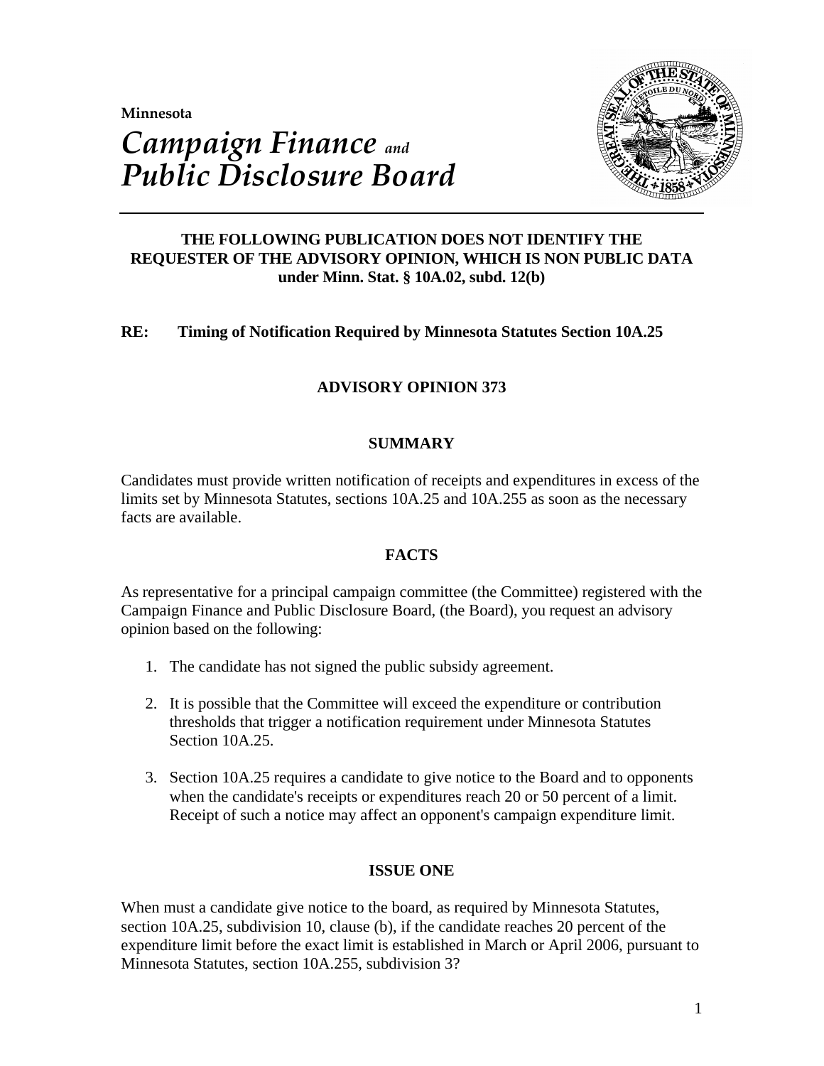Minnesota

# *Campaign Finance and Public Disclosure Board*

**THE FOLLOWING PUBLICATION DOES NOT IDENTIFY THE REQUESTER OF THE ADVISORY OPINION, WHICH IS NON PUBLIC DATA under Minn. Stat. § 10A.02, subd. 12(b)**

**RE: Timing of Notification Required by Minnesota Statutes Section 10A.25**

## ADVISORY OPINION 373

### SUMMARY

Candidates must provide written notification of receipts and expenditures in excess of the limits set by Minnesota Statutes, sections 10A.25 and 10A.255 as soon as the necessary facts are available.

### FACTS

As representative for a principal campaign committee (the Committee) registered with the Campaign Finance and Public Disclosure Board, (the Board), you request an advisory opinion based on the following:

1. The candidate has not signed the public subsidy agreement.
2. It is possible that the Committee will exceed the expenditure or contribution thresholds that trigger a notification requirement under Minnesota Statutes Section 10A.25.
3. Section 10A.25 requires a candidate to give notice to the Board and to opponents when the candidate's receipts or expenditures reach 20 or 50 percent of a limit. Receipt of such a notice may affect an opponent's campaign expenditure limit.

### ISSUE ONE

When must a candidate give notice to the board, as required by Minnesota Statutes, section 10A.25, subdivision 10, clause (b), if the candidate reaches 20 percent of the expenditure limit before the exact limit is established in March or April 2006, pursuant to Minnesota Statutes, section 10A.255, subdivision 3?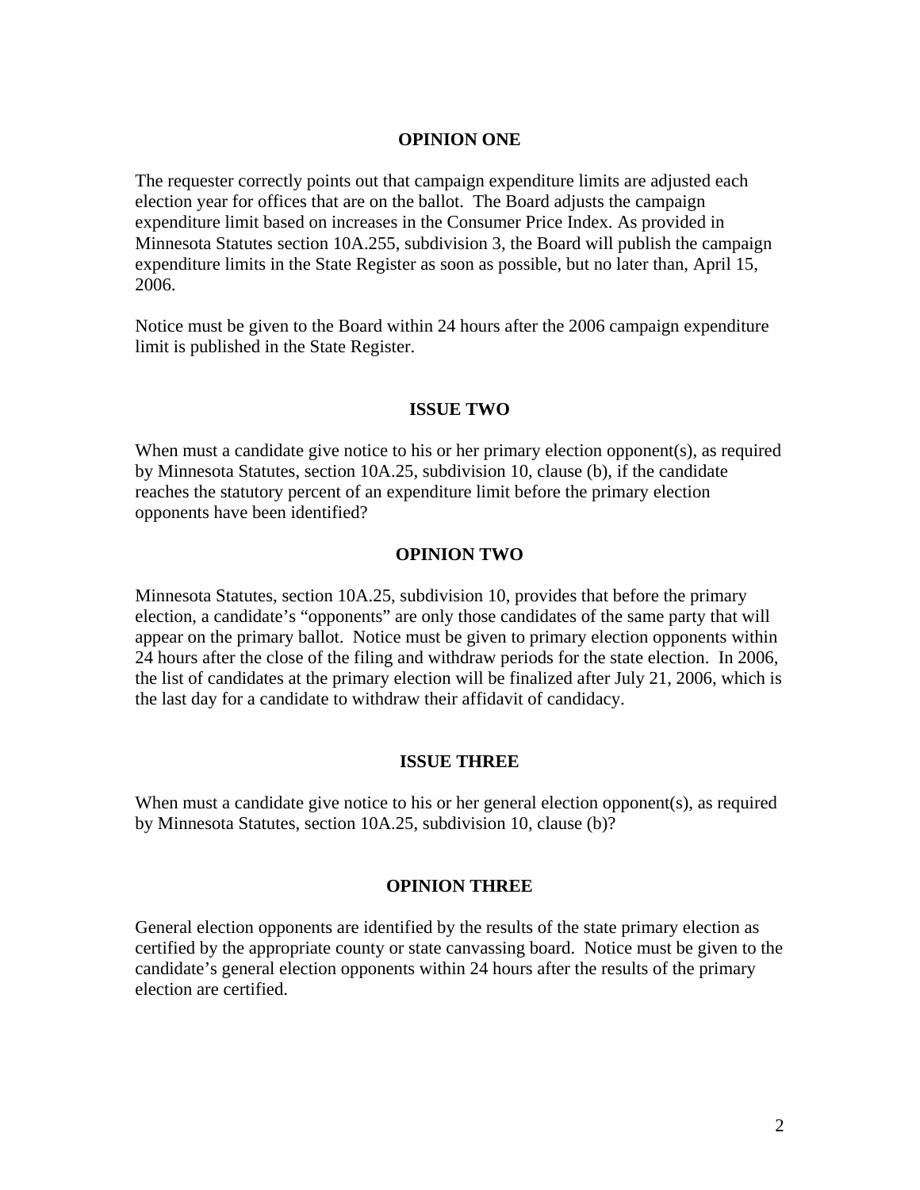## OPINION ONE

The requester correctly points out that campaign expenditure limits are adjusted each election year for offices that are on the ballot. The Board adjusts the campaign expenditure limit based on increases in the Consumer Price Index. As provided in Minnesota Statutes section 10A.255, subdivision 3, the Board will publish the campaign expenditure limits in the State Register as soon as possible, but no later than, April 15, 2006.

Notice must be given to the Board within 24 hours after the 2006 campaign expenditure limit is published in the State Register.

## ISSUE TWO

When must a candidate give notice to his or her primary election opponent(s), as required by Minnesota Statutes, section 10A.25, subdivision 10, clause (b), if the candidate reaches the statutory percent of an expenditure limit before the primary election opponents have been identified?

## OPINION TWO

Minnesota Statutes, section 10A.25, subdivision 10, provides that before the primary election, a candidate's "opponents" are only those candidates of the same party that will appear on the primary ballot. Notice must be given to primary election opponents within 24 hours after the close of the filing and withdraw periods for the state election. In 2006, the list of candidates at the primary election will be finalized after July 21, 2006, which is the last day for a candidate to withdraw their affidavit of candidacy.

## ISSUE THREE

When must a candidate give notice to his or her general election opponent(s), as required by Minnesota Statutes, section 10A.25, subdivision 10, clause (b)?

## OPINION THREE

General election opponents are identified by the results of the state primary election as certified by the appropriate county or state canvassing board. Notice must be given to the candidate's general election opponents within 24 hours after the results of the primary election are certified.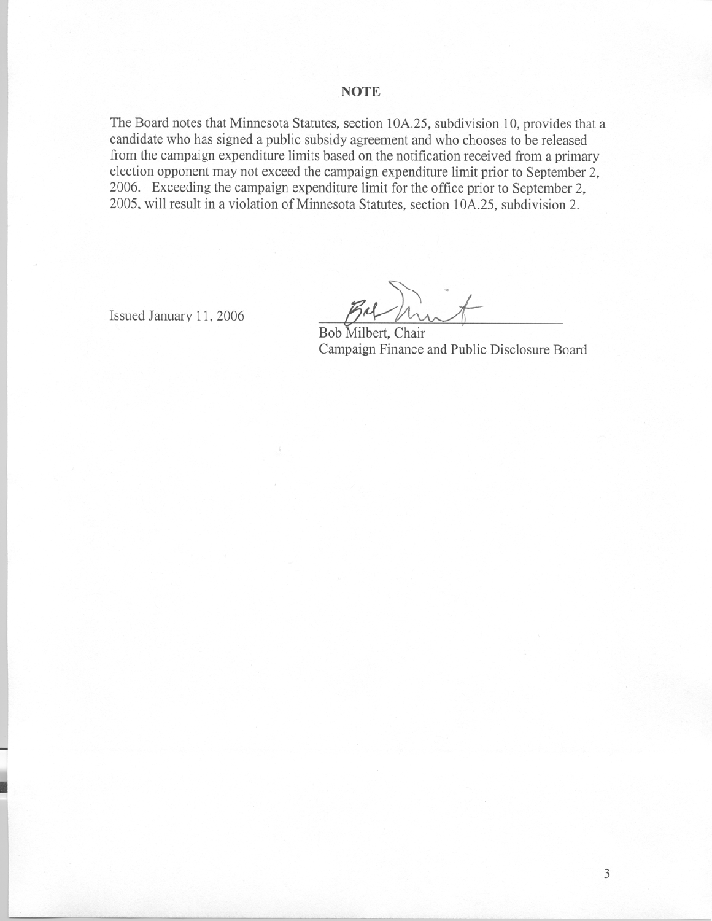## NOTE

The Board notes that Minnesota Statutes, section 10A.25, subdivision 10, provides that a candidate who has signed a public subsidy agreement and who chooses to be released from the campaign expenditure limits based on the notification received from a primary election opponent may not exceed the campaign expenditure limit prior to September 2, 2006. Exceeding the campaign expenditure limit for the office prior to September 2, 2005, will result in a violation of Minnesota Statutes, section 10A.25, subdivision 2.

Issued January 11, 2006

Bob Milbert, Chair
Campaign Finance and Public Disclosure Board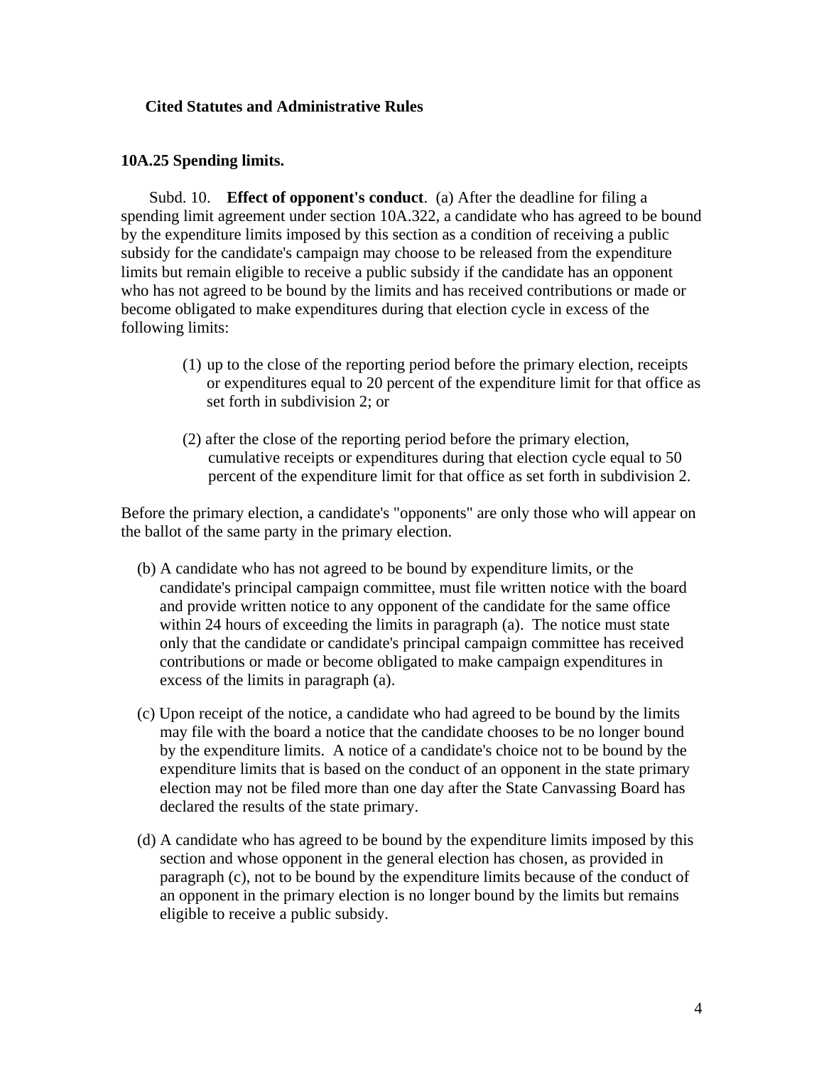**Cited Statutes and Administrative Rules**

**10A.25 Spending limits.**

Subd. 10. **Effect of opponent's conduct**. (a) After the deadline for filing a spending limit agreement under section 10A.322, a candidate who has agreed to be bound by the expenditure limits imposed by this section as a condition of receiving a public subsidy for the candidate's campaign may choose to be released from the expenditure limits but remain eligible to receive a public subsidy if the candidate has an opponent who has not agreed to be bound by the limits and has received contributions or made or become obligated to make expenditures during that election cycle in excess of the following limits:

(1) up to the close of the reporting period before the primary election, receipts or expenditures equal to 20 percent of the expenditure limit for that office as set forth in subdivision 2; or

(2) after the close of the reporting period before the primary election, cumulative receipts or expenditures during that election cycle equal to 50 percent of the expenditure limit for that office as set forth in subdivision 2.

Before the primary election, a candidate's "opponents" are only those who will appear on the ballot of the same party in the primary election.

(b) A candidate who has not agreed to be bound by expenditure limits, or the candidate's principal campaign committee, must file written notice with the board and provide written notice to any opponent of the candidate for the same office within 24 hours of exceeding the limits in paragraph (a). The notice must state only that the candidate or candidate's principal campaign committee has received contributions or made or become obligated to make campaign expenditures in excess of the limits in paragraph (a).

(c) Upon receipt of the notice, a candidate who had agreed to be bound by the limits may file with the board a notice that the candidate chooses to be no longer bound by the expenditure limits. A notice of a candidate's choice not to be bound by the expenditure limits that is based on the conduct of an opponent in the state primary election may not be filed more than one day after the State Canvassing Board has declared the results of the state primary.

(d) A candidate who has agreed to be bound by the expenditure limits imposed by this section and whose opponent in the general election has chosen, as provided in paragraph (c), not to be bound by the expenditure limits because of the conduct of an opponent in the primary election is no longer bound by the limits but remains eligible to receive a public subsidy.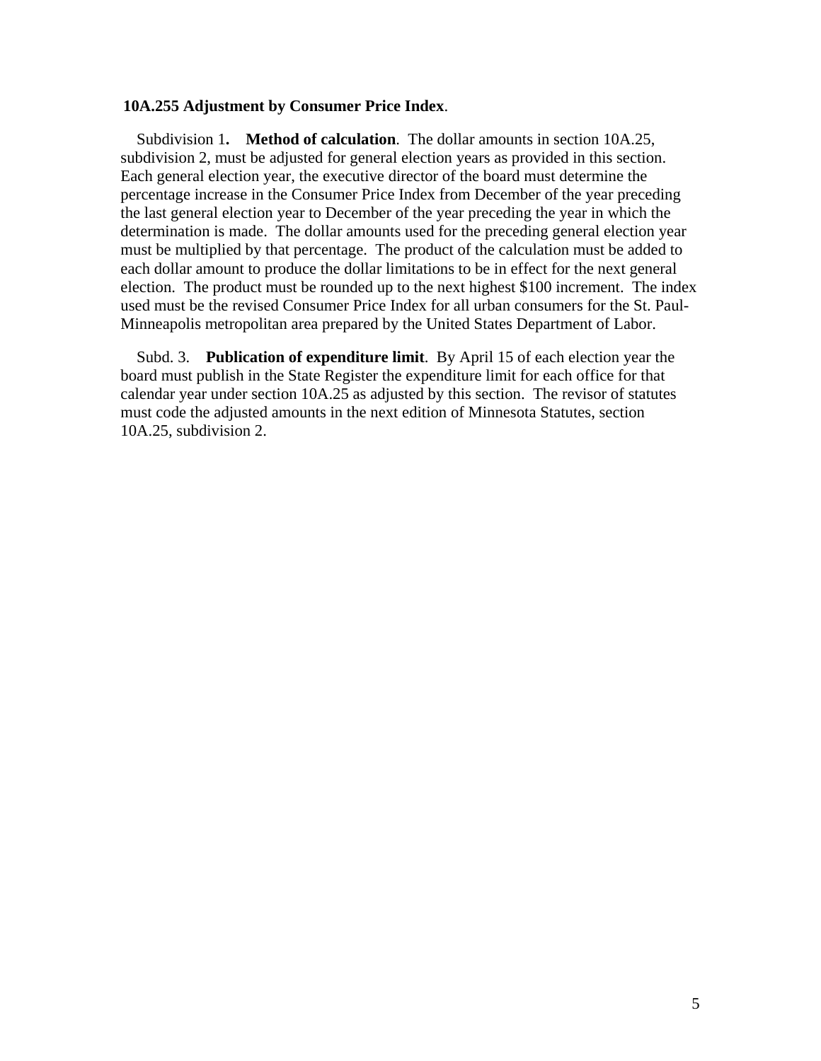**10A.255 Adjustment by Consumer Price Index**.

Subdivision 1**. Method of calculation**. The dollar amounts in section 10A.25, subdivision 2, must be adjusted for general election years as provided in this section. Each general election year, the executive director of the board must determine the percentage increase in the Consumer Price Index from December of the year preceding the last general election year to December of the year preceding the year in which the determination is made. The dollar amounts used for the preceding general election year must be multiplied by that percentage. The product of the calculation must be added to each dollar amount to produce the dollar limitations to be in effect for the next general election. The product must be rounded up to the next highest $100 increment. The index used must be the revised Consumer Price Index for all urban consumers for the St. Paul-Minneapolis metropolitan area prepared by the United States Department of Labor.

Subd. 3. **Publication of expenditure limit**. By April 15 of each election year the board must publish in the State Register the expenditure limit for each office for that calendar year under section 10A.25 as adjusted by this section. The revisor of statutes must code the adjusted amounts in the next edition of Minnesota Statutes, section 10A.25, subdivision 2.